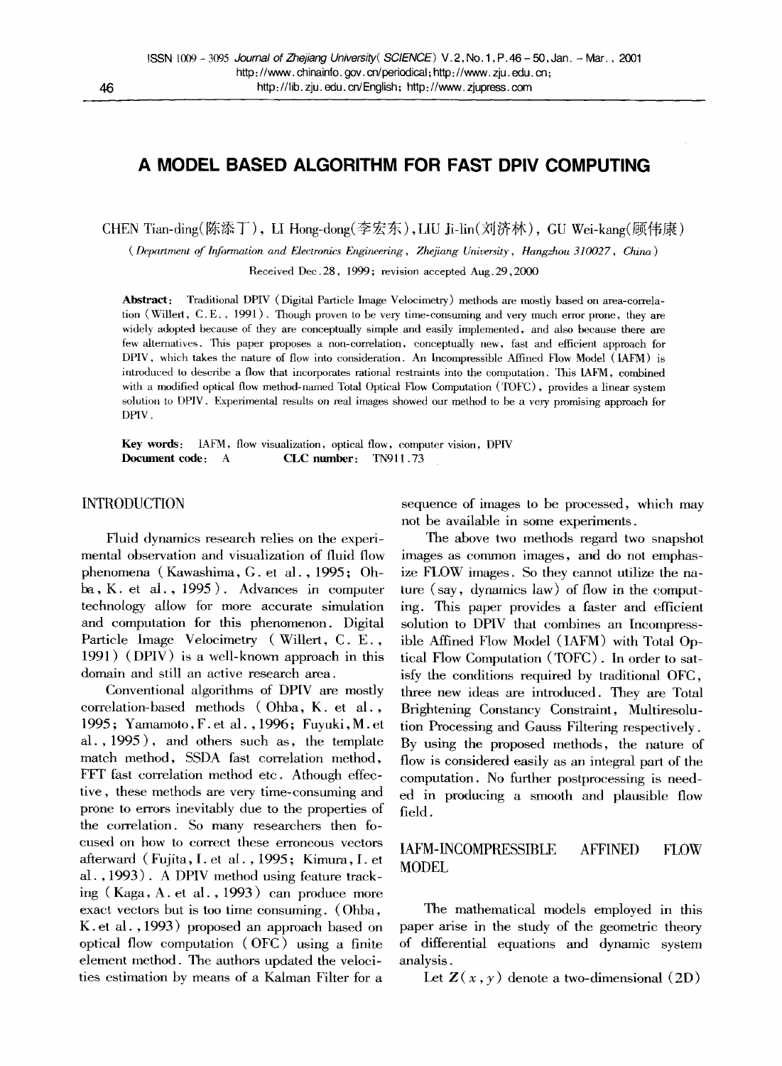# A MODEL BASED ALGORITHM FOR FAST DPIV COMPUTING

CHEN Tian-ding(陈添丁), LI Hong-dong(李宏东), LIU Ji-lin(刘济林), GU Wei-kang(顾伟康)

(*Department of Information and Electronics Engineering, Zhejiang University, Hangzhou 310027, China*)

Received Dec.28, 1999; revision accepted Aug.29, 2000

**Abstract**: Traditional DPIV (Digital Particle Image Velocimetry) methods are mostly based on area-correlation (Willert, C.E., 1991). Though proven to be very time-consuming and very much error prone, they are widely adopted because of they are conceptually simple and easily implemented, and also because there are few alternatives. This paper proposes a non-correlation, conceptually new, fast and efficient approach for DPIV, which takes the nature of flow into consideration. An Incompressible Affined Flow Model (IAFM) is introduced to describe a flow that incorporates rational restraints into the computation. This IAFM, combined with a modified optical flow method-named Total Optical Flow Computation (TOFC), provides a linear system solution to DPIV. Experimental results on real images showed our method to be a very promising approach for DPIV.

**Key words**: IAFM, flow visualization, optical flow, computer vision, DPIV
**Document code**: A **CLC number**: TN911.73

## INTRODUCTION

Fluid dynamics research relies on the experimental observation and visualization of fluid flow phenomena (Kawashima, G. et al., 1995; Ohba, K. et al., 1995). Advances in computer technology allow for more accurate simulation and computation for this phenomenon. Digital Particle Image Velocimetry (Willert, C.E., 1991) (DPIV) is a well-known approach in this domain and still an active research area.

Conventional algorithms of DPIV are mostly correlation-based methods (Ohba, K. et al., 1995; Yamamoto, F. et al., 1996; Fuyuki, M. et al., 1995), and others such as, the template match method, SSDA fast correlation method, FFT fast correlation method etc. Athough effective, these methods are very time-consuming and prone to errors inevitably due to the properties of the correlation. So many researchers then focused on how to correct these erroneous vectors afterward (Fujita, I. et al., 1995; Kimura, I. et al., 1993). A DPIV method using feature tracking (Kaga, A. et al., 1993) can produce more exact vectors but is too time consuming. (Ohba, K. et al., 1993) proposed an approach based on optical flow computation (OFC) using a finite element method. The authors updated the velocities estimation by means of a Kalman Filter for a sequence of images to be processed, which may not be available in some experiments.

The above two methods regard two snapshot images as common images, and do not emphasize FLOW images. So they cannot utilize the nature (say, dynamics law) of flow in the computing. This paper provides a faster and efficient solution to DPIV that combines an Incompressible Affined Flow Model (IAFM) with Total Optical Flow Computation (TOFC). In order to satisfy the conditions required by traditional OFC, three new ideas are introduced. They are Total Brightening Constancy Constraint, Multiresolution Processing and Gauss Filtering respectively. By using the proposed methods, the nature of flow is considered easily as an integral part of the computation. No further postprocessing is needed in producing a smooth and plausible flow field.

## IAFM-INCOMPRESSIBLE AFFINED FLOW MODEL

The mathematical models employed in this paper arise in the study of the geometric theory of differential equations and dynamic system analysis.

Let $\mathbf{Z}(x, y)$ denote a two-dimensional (2D)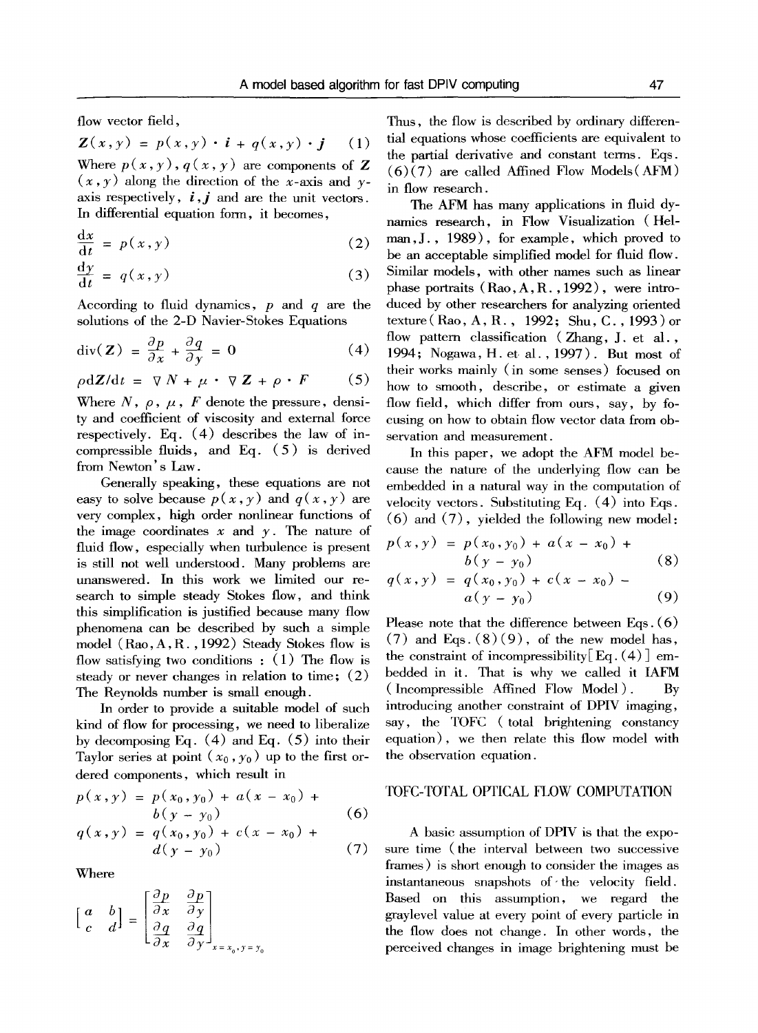flow vector field,

$$Z(x,y) = p(x,y) \cdot \boldsymbol{i} + q(x,y) \cdot \boldsymbol{j} \quad (1)$$

Where $p(x,y)$, $q(x,y)$ are components of $Z(x,y)$ along the direction of the $x$-axis and $y$-axis respectively, $\boldsymbol{i}$, $\boldsymbol{j}$ and are the unit vectors. In differential equation form, it becomes,

$$\frac{dx}{dt} = p(x,y) \quad (2)$$

$$\frac{dy}{dt} = q(x,y) \quad (3)$$

According to fluid dynamics, $p$ and $q$ are the solutions of the 2-D Navier-Stokes Equations

$$\mathrm{div}(Z) = \frac{\partial p}{\partial x} + \frac{\partial q}{\partial y} = 0 \quad (4)$$

$$\rho dZ/dt = \nabla N + \mu \cdot \nabla Z + \rho \cdot F \quad (5)$$

Where $N$, $\rho$, $\mu$, $F$ denote the pressure, density and coefficient of viscosity and external force respectively. Eq. (4) describes the law of incompressible fluids, and Eq. (5) is derived from Newton's Law.

Generally speaking, these equations are not easy to solve because $p(x,y)$ and $q(x,y)$ are very complex, high order nonlinear functions of the image coordinates $x$ and $y$. The nature of fluid flow, especially when turbulence is present is still not well understood. Many problems are unanswered. In this work we limited our research to simple steady Stokes flow, and think this simplification is justified because many flow phenomena can be described by such a simple model (Rao, A, R., 1992) Steady Stokes flow is flow satisfying two conditions : (1) The flow is steady or never changes in relation to time; (2) The Reynolds number is small enough.

In order to provide a suitable model of such kind of flow for processing, we need to liberalize by decomposing Eq. (4) and Eq. (5) into their Taylor series at point $(x_0, y_0)$ up to the first ordered components, which result in

$$p(x,y) = p(x_0,y_0) + a(x - x_0) + b(y - y_0) \quad (6)$$

$$q(x,y) = q(x_0,y_0) + c(x - x_0) + d(y - y_0) \quad (7)$$

Where

$$\begin{bmatrix} a & b \\ c & d \end{bmatrix} = \begin{bmatrix} \frac{\partial p}{\partial x} & \frac{\partial p}{\partial y} \\ \frac{\partial q}{\partial x} & \frac{\partial q}{\partial y} \end{bmatrix}_{x=x_0, y=y_0}$$

Thus, the flow is described by ordinary differential equations whose coefficients are equivalent to the partial derivative and constant terms. Eqs. (6)(7) are called Affined Flow Models (AFM) in flow research.

The AFM has many applications in fluid dynamics research, in Flow Visualization (Helman, J., 1989), for example, which proved to be an acceptable simplified model for fluid flow. Similar models, with other names such as linear phase portraits (Rao, A, R., 1992), were introduced by other researchers for analyzing oriented texture (Rao, A, R., 1992; Shu, C., 1993) or flow pattern classification (Zhang, J. et al., 1994; Nogawa, H. et al., 1997). But most of their works mainly (in some senses) focused on how to smooth, describe, or estimate a given flow field, which differ from ours, say, by focusing on how to obtain flow vector data from observation and measurement.

In this paper, we adopt the AFM model because the nature of the underlying flow can be embedded in a natural way in the computation of velocity vectors. Substituting Eq. (4) into Eqs. (6) and (7), yielded the following new model:

$$p(x,y) = p(x_0,y_0) + a(x - x_0) + b(y - y_0) \quad (8)$$

$$q(x,y) = q(x_0,y_0) + c(x - x_0) - a(y - y_0) \quad (9)$$

Please note that the difference between Eqs. (6)(7) and Eqs. (8)(9), of the new model has, the constraint of incompressibility [Eq. (4)] embedded in it. That is why we called it IAFM (Incompressible Affined Flow Model). By introducing another constraint of DPIV imaging, say, the TOFC (total brightening constancy equation), we then relate this flow model with the observation equation.

## TOFC-TOTAL OPTICAL FLOW COMPUTATION

A basic assumption of DPIV is that the exposure time (the interval between two successive frames) is short enough to consider the images as instantaneous snapshots of the velocity field. Based on this assumption, we regard the graylevel value at every point of every particle in the flow does not change. In other words, the perceived changes in image brightening must be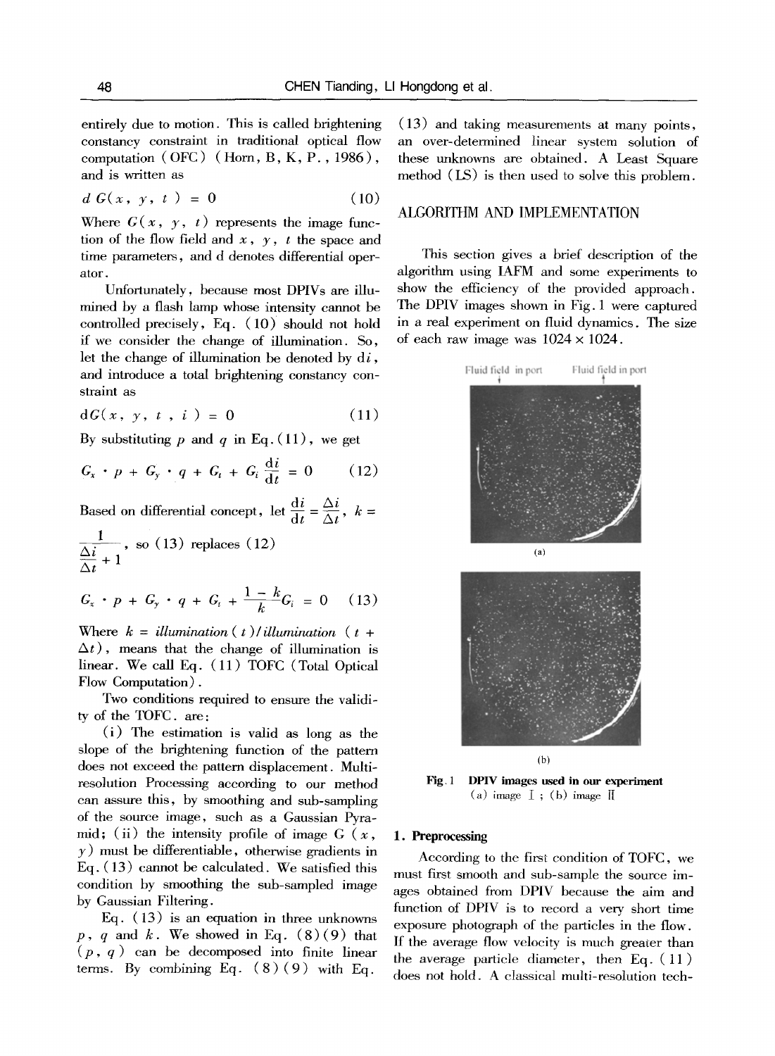entirely due to motion. This is called brightening constancy constraint in traditional optical flow computation (OFC) (Horn, B, K, P., 1986), and is written as

$$d\,G(x,\ y,\ t\ ) = 0 \qquad (10)$$

Where $G(x, y, t)$ represents the image function of the flow field and $x$, $y$, $t$ the space and time parameters, and d denotes differential operator.

Unfortunately, because most DPIVs are illuminated by a flash lamp whose intensity cannot be controlled precisely, Eq. (10) should not hold if we consider the change of illumination. So, let the change of illumination be denoted by $di$, and introduce a total brightening constancy constraint as

$$dG(x,\ y,\ t\ ,\ i\ ) = 0 \qquad (11)$$

By substituting $p$ and $q$ in Eq.(11), we get

$$G_x \cdot p + G_y \cdot q + G_t + G_i \frac{di}{dt} = 0 \qquad (12)$$

Based on differential concept, let $\frac{di}{dt} = \frac{\Delta i}{\Delta t}$, $k = \frac{1}{\frac{\Delta i}{\Delta t} + 1}$, so (13) replaces (12)

$$G_x \cdot p + G_y \cdot q + G_t + \frac{1-k}{k} G_i = 0 \qquad (13)$$

Where $k$ = *illumination* $(t)$/*illumination* $(t + \Delta t)$, means that the change of illumination is linear. We call Eq. (11) TOFC (Total Optical Flow Computation).

Two conditions required to ensure the validity of the TOFC. are:

(i) The estimation is valid as long as the slope of the brightening function of the pattern does not exceed the pattern displacement. Multi-resolution Processing according to our method can assure this, by smoothing and sub-sampling of the source image, such as a Gaussian Pyramid; (ii) the intensity profile of image $G(x, y)$ must be differentiable, otherwise gradients in Eq.(13) cannot be calculated. We satisfied this condition by smoothing the sub-sampled image by Gaussian Filtering.

Eq. (13) is an equation in three unknowns $p$, $q$ and $k$. We showed in Eq. (8)(9) that $(p, q)$ can be decomposed into finite linear terms. By combining Eq. (8)(9) with Eq. (13) and taking measurements at many points, an over-determined linear system solution of these unknowns are obtained. A Least Square method (LS) is then used to solve this problem.

## ALGORITHM AND IMPLEMENTATION

This section gives a brief description of the algorithm using IAFM and some experiments to show the efficiency of the provided approach. The DPIV images shown in Fig. 1 were captured in a real experiment on fluid dynamics. The size of each raw image was 1024 × 1024.

**Fig. 1 DPIV images used in our experiment**
(a) image Ⅰ; (b) image Ⅱ

### 1. Preprocessing

According to the first condition of TOFC, we must first smooth and sub-sample the source images obtained from DPIV because the aim and function of DPIV is to record a very short time exposure photograph of the particles in the flow. If the average flow velocity is much greater than the average particle diameter, then Eq. (11) does not hold. A classical multi-resolution tech-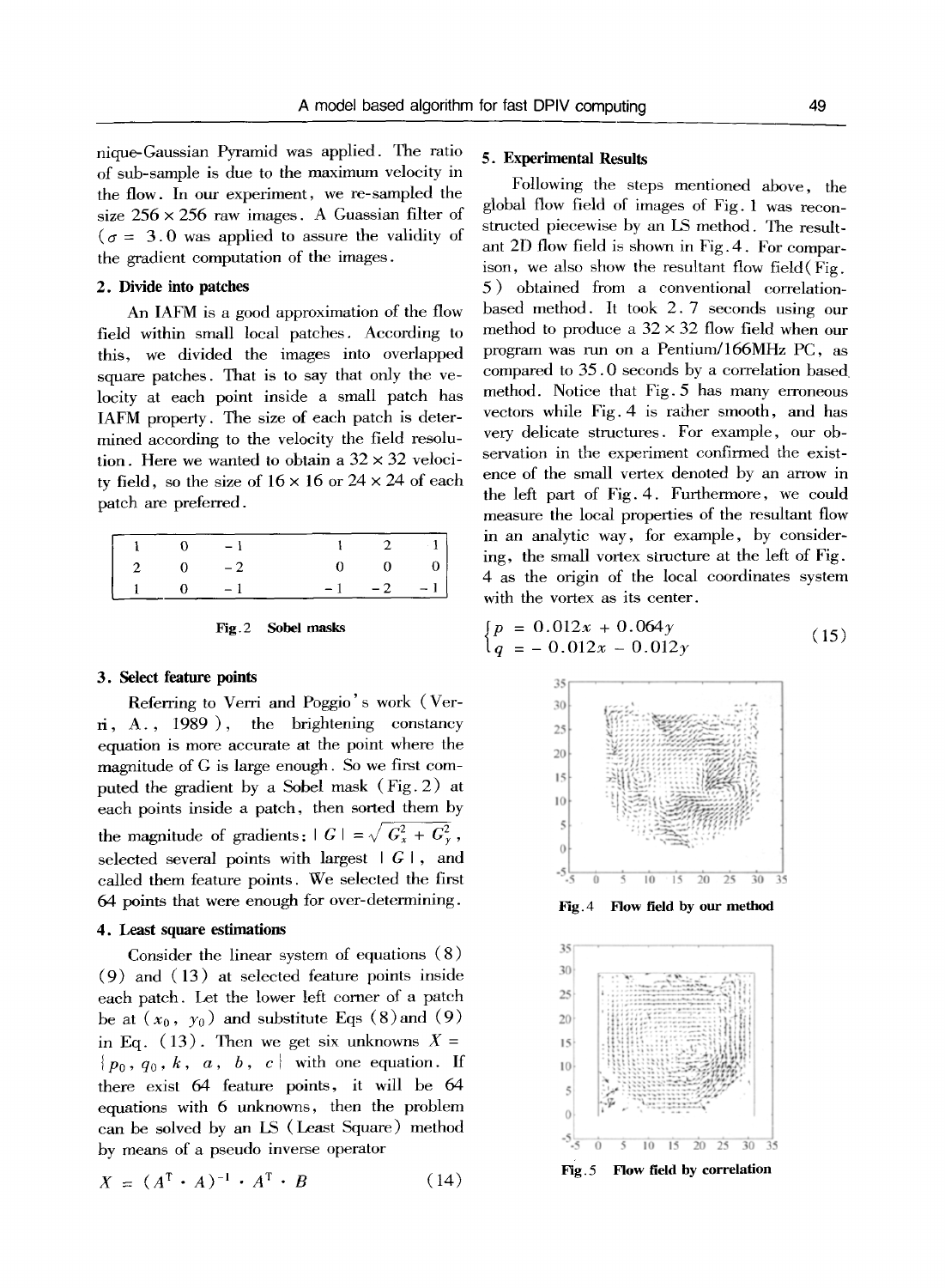nique-Gaussian Pyramid was applied. The ratio of sub-sample is due to the maximum velocity in the flow. In our experiment, we re-sampled the size 256 × 256 raw images. A Guassian filter of ($\sigma$ = 3.0 was applied to assure the validity of the gradient computation of the images.

**2. Divide into patches**

An IAFM is a good approximation of the flow field within small local patches. According to this, we divided the images into overlapped square patches. That is to say that only the velocity at each point inside a small patch has IAFM property. The size of each patch is determined according to the velocity the field resolution. Here we wanted to obtain a 32 × 32 velocity field, so the size of 16 × 16 or 24 × 24 of each patch are preferred.

| 1 | 0 | −1 | | 1 | 2 | 1 |
|---|---|---|---|---|---|---|
| 2 | 0 | −2 | | 0 | 0 | 0 |
| 1 | 0 | −1 | | −1 | −2 | −1 |

**Fig.2 Sobel masks**

**3. Select feature points**

Referring to Verri and Poggio's work (Verri, A., 1989), the brightening constancy equation is more accurate at the point where the magnitude of G is large enough. So we first computed the gradient by a Sobel mask (Fig.2) at each points inside a patch, then sorted them by the magnitude of gradients: $|G| = \sqrt{G_x^2 + G_y^2}$, selected several points with largest $|G|$, and called them feature points. We selected the first 64 points that were enough for over-determining.

**4. Least square estimations**

Consider the linear system of equations (8) (9) and (13) at selected feature points inside each patch. Let the lower left corner of a patch be at $(x_0, y_0)$ and substitute Eqs (8) and (9) in Eq. (13). Then we get six unknowns $X = \{p_0, q_0, k, a, b, c\}$ with one equation. If there exist 64 feature points, it will be 64 equations with 6 unknowns, then the problem can be solved by an LS (Least Square) method by means of a pseudo inverse operator

$$X = (A^{T} \cdot A)^{-1} \cdot A^{T} \cdot B \tag{14}$$

**5. Experimental Results**

Following the steps mentioned above, the global flow field of images of Fig.1 was reconstructed piecewise by an LS method. The resultant 2D flow field is shown in Fig.4. For comparison, we also show the resultant flow field (Fig. 5) obtained from a conventional correlation-based method. It took 2.7 seconds using our method to produce a 32 × 32 flow field when our program was run on a Pentium/166MHz PC, as compared to 35.0 seconds by a correlation based method. Notice that Fig.5 has many erroneous vectors while Fig.4 is rather smooth, and has very delicate structures. For example, our observation in the experiment confirmed the existence of the small vertex denoted by an arrow in the left part of Fig.4. Furthermore, we could measure the local properties of the resultant flow in an analytic way, for example, by considering, the small vortex structure at the left of Fig. 4 as the origin of the local coordinates system with the vortex as its center.

$$\begin{cases} p = 0.012x + 0.064y \\ q = -0.012x - 0.012y \end{cases} \tag{15}$$

**Fig.4 Flow field by our method**

**Fig.5 Flow field by correlation**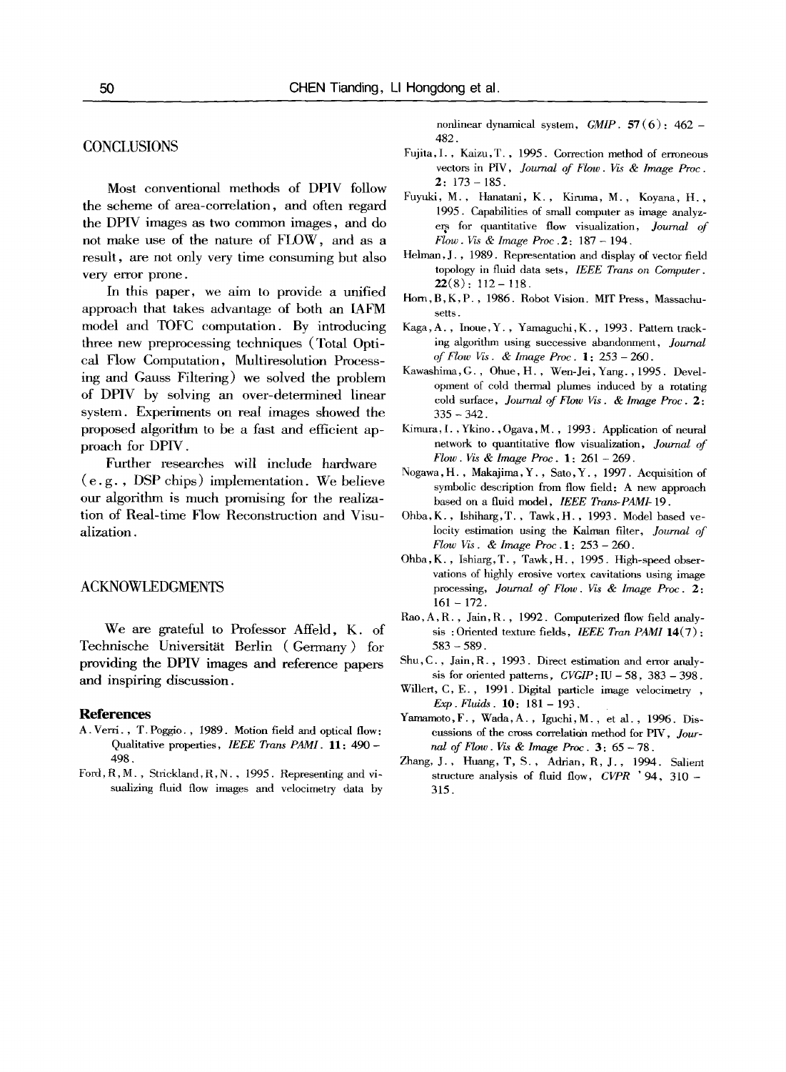## CONCLUSIONS

Most conventional methods of DPIV follow the scheme of area-correlation, and often regard the DPIV images as two common images, and do not make use of the nature of FLOW, and as a result, are not only very time consuming but also very error prone.

In this paper, we aim to provide a unified approach that takes advantage of both an IAFM model and TOFC computation. By introducing three new preprocessing techniques (Total Optical Flow Computation, Multiresolution Processing and Gauss Filtering) we solved the problem of DPIV by solving an over-determined linear system. Experiments on real images showed the proposed algorithm to be a fast and efficient approach for DPIV.

Further researches will include hardware (e.g., DSP chips) implementation. We believe our algorithm is much promising for the realization of Real-time Flow Reconstruction and Visualization.

## ACKNOWLEDGMENTS

We are grateful to Professor Affeld, K. of Technische Universität Berlin (Germany) for providing the DPIV images and reference papers and inspiring discussion.

## References

A. Verri., T. Poggio., 1989. Motion field and optical flow: Qualitative properties, *IEEE Trans PAMI*. **11**: 490 – 498.

Ford, R, M., Strickland, R, N., 1995. Representing and visualizing fluid flow images and velocimetry data by nonlinear dynamical system, *GMIP*. **57** (6): 462 – 482.

Fujita, I., Kaizu, T., 1995. Correction method of erroneous vectors in PIV, *Journal of Flow. Vis & Image Proc*. **2**: 173 – 185.

Fuyuki, M., Hanatani, K., Kiruma, M., Koyana, H., 1995. Capabilities of small computer as image analyzers for quantitative flow visualization, *Journal of Flow. Vis & Image Proc*. **2**: 187 – 194.

Helman, J., 1989. Representation and display of vector field topology in fluid data sets, *IEEE Trans on Computer*. **22** (8): 112 – 118.

Horn, B, K, P., 1986. Robot Vision. MIT Press, Massachusetts.

Kaga, A., Inoue, Y., Yamaguchi, K., 1993. Pattern tracking algorithm using successive abandonment, *Journal of Flow Vis. & Image Proc*. **1**: 253 – 260.

Kawashima, G., Ohue, H., Wen-Jei, Yang., 1995. Development of cold thermal plumes induced by a rotating cold surface, *Journal of Flow Vis. & Image Proc*. **2**: 335 – 342.

Kimura, I., Ykino., Ogava, M., 1993. Application of neural network to quantitative flow visualization, *Journal of Flow. Vis & Image Proc*. **1**: 261 – 269.

Nogawa, H., Makajima, Y., Sato, Y., 1997. Acquisition of symbolic description from flow field: A new approach based on a fluid model, *IEEE Trans-PAMI*-19.

Ohba, K., Ishiharg, T., Tawk, H., 1993. Model based velocity estimation using the Kalman filter, *Journal of Flow Vis. & Image Proc*. **1**: 253 – 260.

Ohba, K., Ishiarg, T., Tawk, H., 1995. High-speed observations of highly erosive vortex cavitations using image processing, *Journal of Flow. Vis & Image Proc*. **2**: 161 – 172.

Rao, A, R., Jain, R., 1992. Computerized flow field analysis: Oriented texture fields, *IEEE Tran PAMI* **14** (7): 583 – 589.

Shu, C., Jain, R., 1993. Direct estimation and error analysis for oriented patterns, *CVGIP*: IU – 58, 383 – 398.

Willert, C, E., 1991. Digital particle image velocimetry, *Exp. Fluids*. **10**: 181 – 193.

Yamamoto, F., Wada, A., Iguchi, M., et al., 1996. Discussions of the cross correlation method for PIV, *Journal of Flow. Vis & Image Proc*. **3**: 65 – 78.

Zhang, J., Huang, T, S., Adrian, R, J., 1994. Salient structure analysis of fluid flow, *CVPR* '94, 310 – 315.